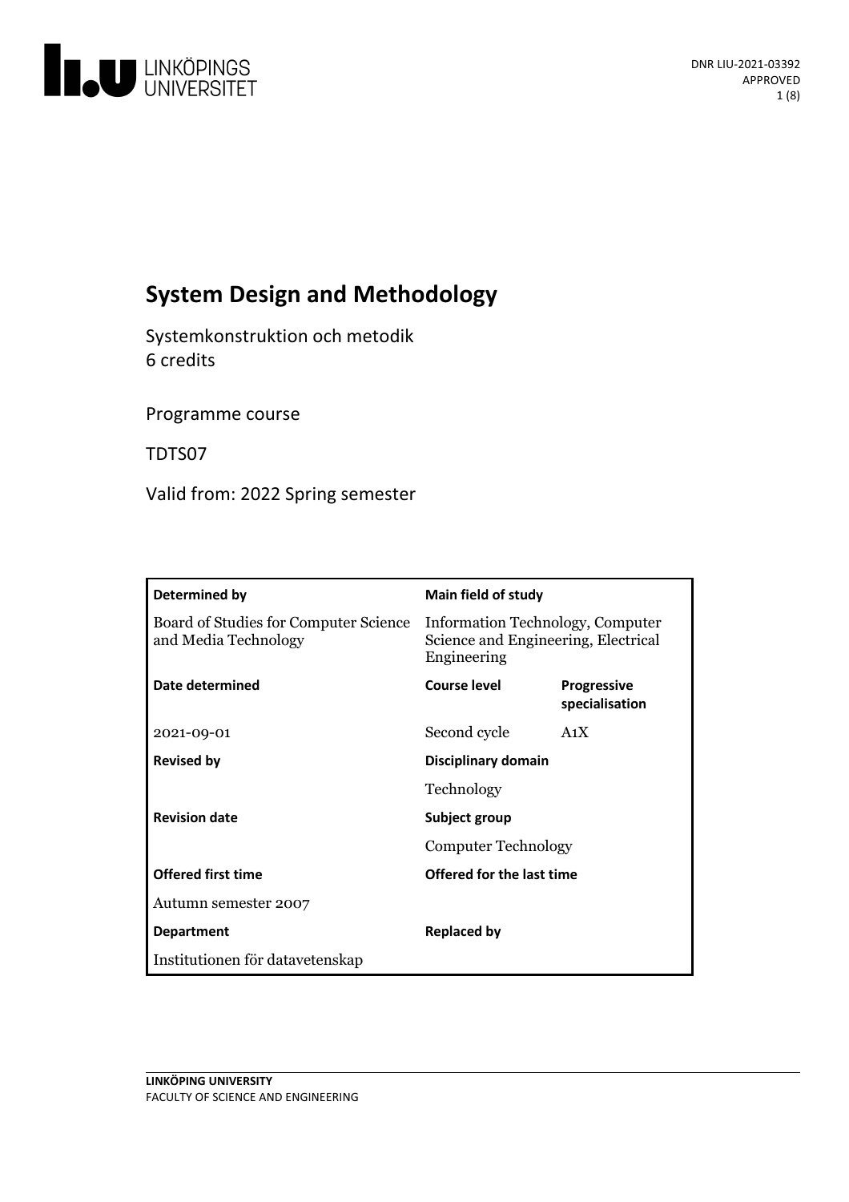# System Design and Methodology

Systemkonstruktion och metodik
6 credits

Programme course

TDTS07

Valid from: 2022 Spring semester

| Determined by | Main field of study | |
|---|---|---|
| Board of Studies for Computer Science and Media Technology | Information Technology, Computer Science and Engineering, Electrical Engineering | |
| **Date determined** | **Course level** | **Progressive specialisation** |
| 2021-09-01 | Second cycle | A1X |
| **Revised by** | **Disciplinary domain** | |
| | Technology | |
| **Revision date** | **Subject group** | |
| | Computer Technology | |
| **Offered first time** | **Offered for the last time** | |
| Autumn semester 2007 | | |
| **Department** | **Replaced by** | |
| Institutionen för datavetenskap | | |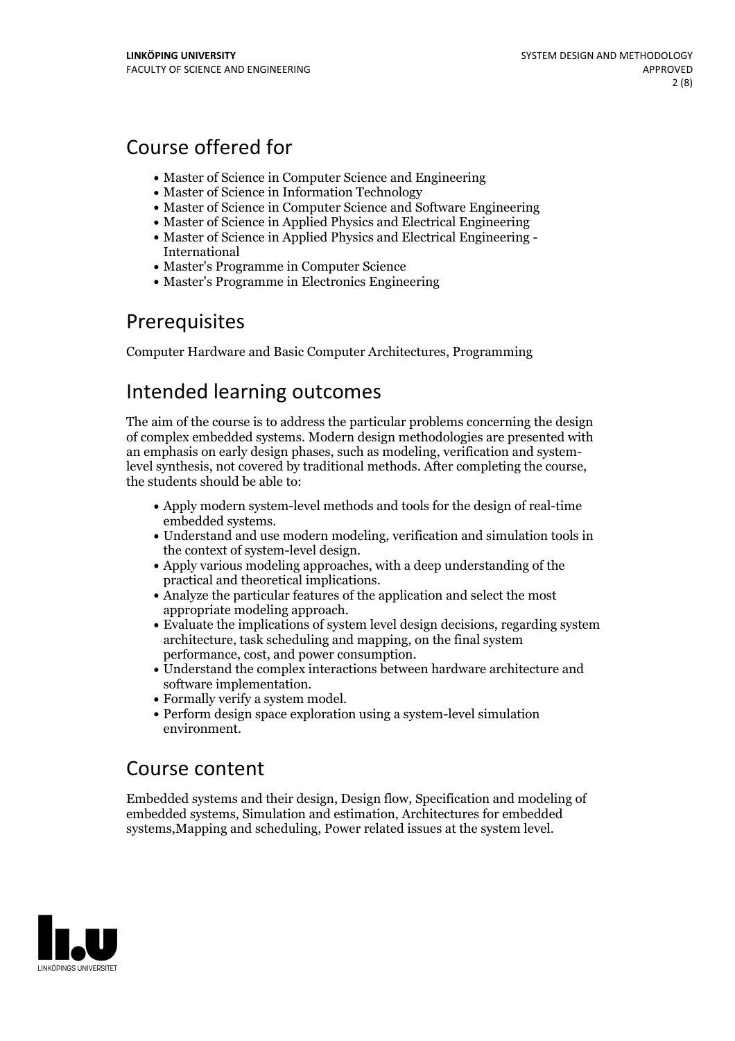## Course offered for

- Master of Science in Computer Science and Engineering
- Master of Science in Information Technology
- Master of Science in Computer Science and Software Engineering
- Master of Science in Applied Physics and Electrical Engineering
- Master of Science in Applied Physics and Electrical Engineering - International
- Master's Programme in Computer Science
- Master's Programme in Electronics Engineering

## Prerequisites

Computer Hardware and Basic Computer Architectures, Programming

## Intended learning outcomes

The aim of the course is to address the particular problems concerning the design of complex embedded systems. Modern design methodologies are presented with an emphasis on early design phases, such as modeling, verification and system-level synthesis, not covered by traditional methods. After completing the course, the students should be able to:

- Apply modern system-level methods and tools for the design of real-time embedded systems.
- Understand and use modern modeling, verification and simulation tools in the context of system-level design.
- Apply various modeling approaches, with a deep understanding of the practical and theoretical implications.
- Analyze the particular features of the application and select the most appropriate modeling approach.
- Evaluate the implications of system level design decisions, regarding system architecture, task scheduling and mapping, on the final system performance, cost, and power consumption.
- Understand the complex interactions between hardware architecture and software implementation.
- Formally verify a system model.
- Perform design space exploration using a system-level simulation environment.

## Course content

Embedded systems and their design, Design flow, Specification and modeling of embedded systems, Simulation and estimation, Architectures for embedded systems,Mapping and scheduling, Power related issues at the system level.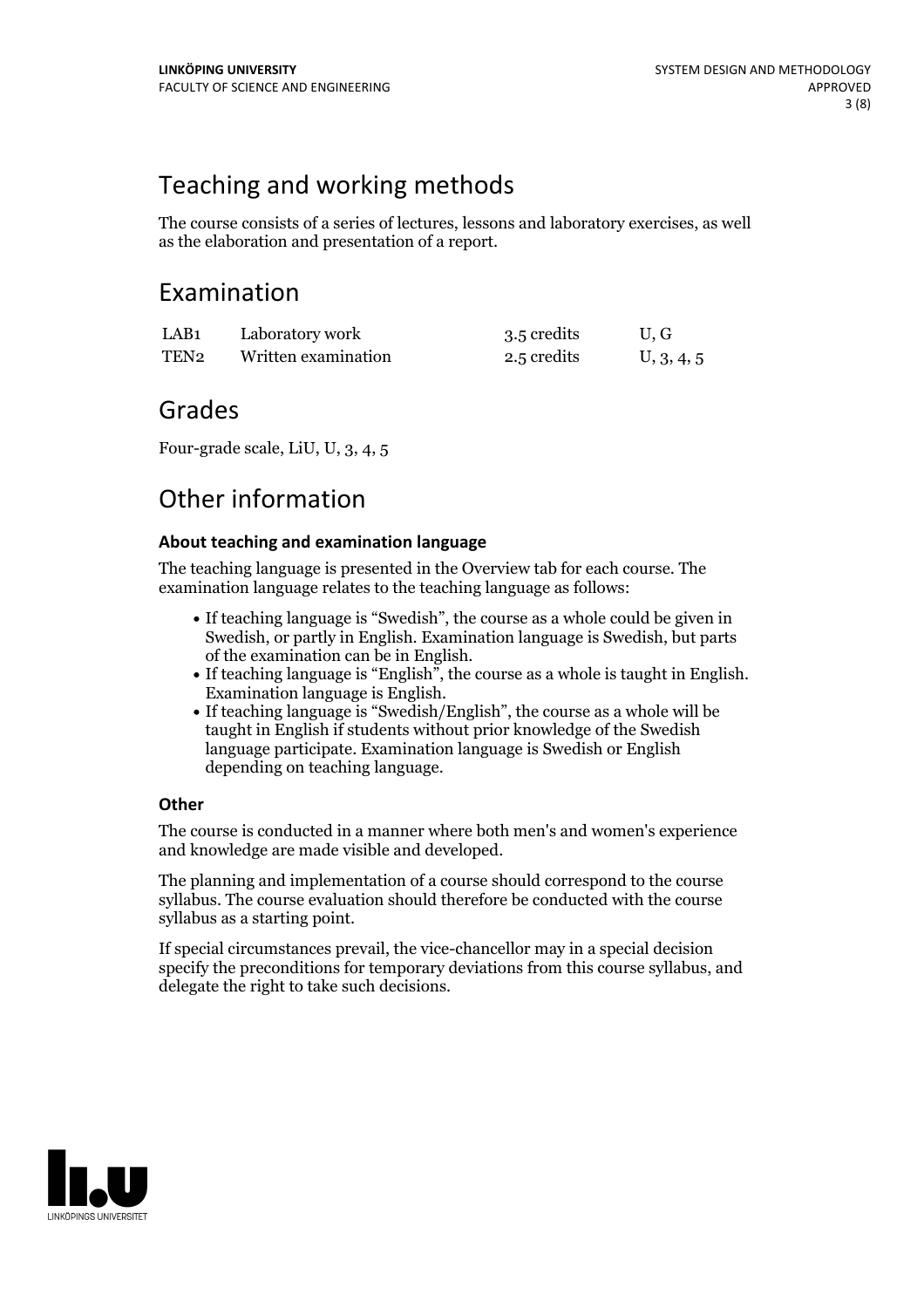## Teaching and working methods

The course consists of a series of lectures, lessons and laboratory exercises, as well as the elaboration and presentation of a report.

## Examination

| | | | |
|---|---|---|---|
| LAB1 | Laboratory work | 3.5 credits | U, G |
| TEN2 | Written examination | 2.5 credits | U, 3, 4, 5 |

## Grades

Four-grade scale, LiU, U, 3, 4, 5

## Other information

### About teaching and examination language

The teaching language is presented in the Overview tab for each course. The examination language relates to the teaching language as follows:

- If teaching language is "Swedish", the course as a whole could be given in Swedish, or partly in English. Examination language is Swedish, but parts of the examination can be in English.
- If teaching language is "English", the course as a whole is taught in English. Examination language is English.
- If teaching language is "Swedish/English", the course as a whole will be taught in English if students without prior knowledge of the Swedish language participate. Examination language is Swedish or English depending on teaching language.

### Other

The course is conducted in a manner where both men's and women's experience and knowledge are made visible and developed.

The planning and implementation of a course should correspond to the course syllabus. The course evaluation should therefore be conducted with the course syllabus as a starting point.

If special circumstances prevail, the vice-chancellor may in a special decision specify the preconditions for temporary deviations from this course syllabus, and delegate the right to take such decisions.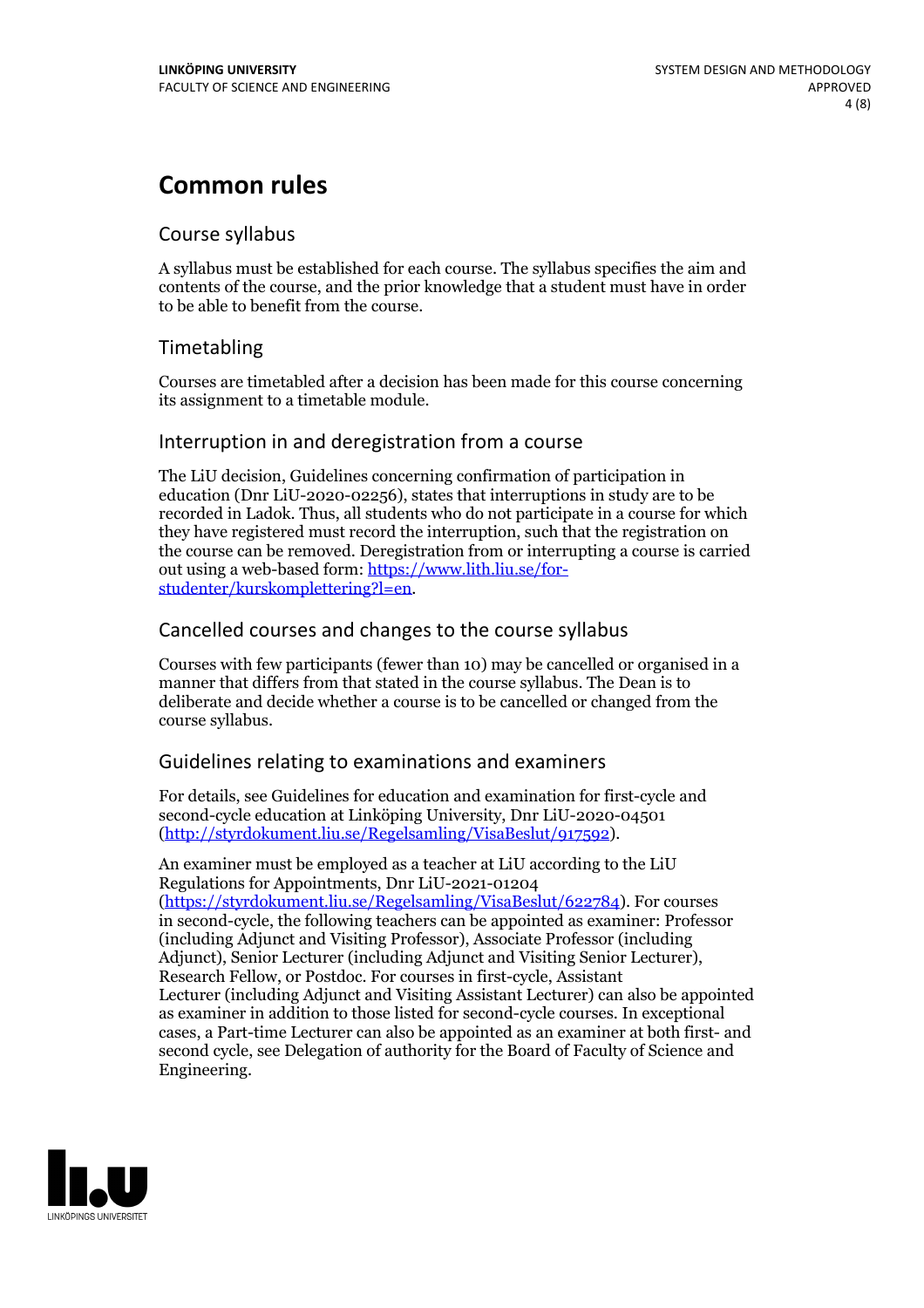# Common rules

## Course syllabus

A syllabus must be established for each course. The syllabus specifies the aim and contents of the course, and the prior knowledge that a student must have in order to be able to benefit from the course.

## Timetabling

Courses are timetabled after a decision has been made for this course concerning its assignment to a timetable module.

## Interruption in and deregistration from a course

The LiU decision, Guidelines concerning confirmation of participation in education (Dnr LiU-2020-02256), states that interruptions in study are to be recorded in Ladok. Thus, all students who do not participate in a course for which they have registered must record the interruption, such that the registration on the course can be removed. Deregistration from or interrupting a course is carried out using a web-based form: [https://www.lith.liu.se/for-studenter/kurskomplettering?l=en](https://www.lith.liu.se/for-studenter/kurskomplettering?l=en).

## Cancelled courses and changes to the course syllabus

Courses with few participants (fewer than 10) may be cancelled or organised in a manner that differs from that stated in the course syllabus. The Dean is to deliberate and decide whether a course is to be cancelled or changed from the course syllabus.

## Guidelines relating to examinations and examiners

For details, see Guidelines for education and examination for first-cycle and second-cycle education at Linköping University, Dnr LiU-2020-04501 ([http://styrdokument.liu.se/Regelsamling/VisaBeslut/917592](http://styrdokument.liu.se/Regelsamling/VisaBeslut/917592)).

An examiner must be employed as a teacher at LiU according to the LiU Regulations for Appointments, Dnr LiU-2021-01204 ([https://styrdokument.liu.se/Regelsamling/VisaBeslut/622784](https://styrdokument.liu.se/Regelsamling/VisaBeslut/622784)). For courses in second-cycle, the following teachers can be appointed as examiner: Professor (including Adjunct and Visiting Professor), Associate Professor (including Adjunct), Senior Lecturer (including Adjunct and Visiting Senior Lecturer), Research Fellow, or Postdoc. For courses in first-cycle, Assistant Lecturer (including Adjunct and Visiting Assistant Lecturer) can also be appointed as examiner in addition to those listed for second-cycle courses. In exceptional cases, a Part-time Lecturer can also be appointed as an examiner at both first- and second cycle, see Delegation of authority for the Board of Faculty of Science and Engineering.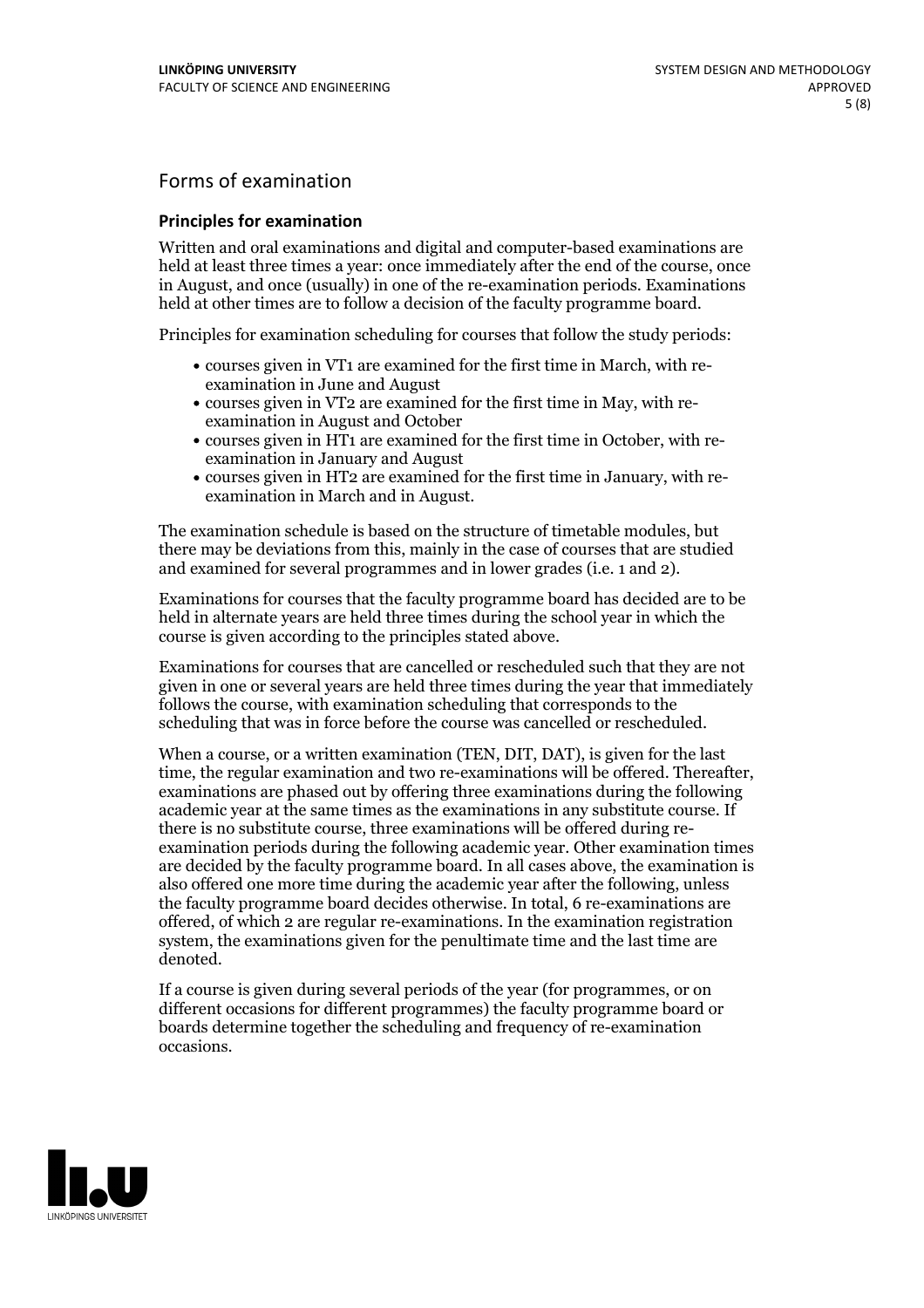## Forms of examination

### Principles for examination

Written and oral examinations and digital and computer-based examinations are held at least three times a year: once immediately after the end of the course, once in August, and once (usually) in one of the re-examination periods. Examinations held at other times are to follow a decision of the faculty programme board.

Principles for examination scheduling for courses that follow the study periods:

- courses given in VT1 are examined for the first time in March, with re-examination in June and August
- courses given in VT2 are examined for the first time in May, with re-examination in August and October
- courses given in HT1 are examined for the first time in October, with re-examination in January and August
- courses given in HT2 are examined for the first time in January, with re-examination in March and in August.

The examination schedule is based on the structure of timetable modules, but there may be deviations from this, mainly in the case of courses that are studied and examined for several programmes and in lower grades (i.e. 1 and 2).

Examinations for courses that the faculty programme board has decided are to be held in alternate years are held three times during the school year in which the course is given according to the principles stated above.

Examinations for courses that are cancelled or rescheduled such that they are not given in one or several years are held three times during the year that immediately follows the course, with examination scheduling that corresponds to the scheduling that was in force before the course was cancelled or rescheduled.

When a course, or a written examination (TEN, DIT, DAT), is given for the last time, the regular examination and two re-examinations will be offered. Thereafter, examinations are phased out by offering three examinations during the following academic year at the same times as the examinations in any substitute course. If there is no substitute course, three examinations will be offered during re-examination periods during the following academic year. Other examination times are decided by the faculty programme board. In all cases above, the examination is also offered one more time during the academic year after the following, unless the faculty programme board decides otherwise. In total, 6 re-examinations are offered, of which 2 are regular re-examinations. In the examination registration system, the examinations given for the penultimate time and the last time are denoted.

If a course is given during several periods of the year (for programmes, or on different occasions for different programmes) the faculty programme board or boards determine together the scheduling and frequency of re-examination occasions.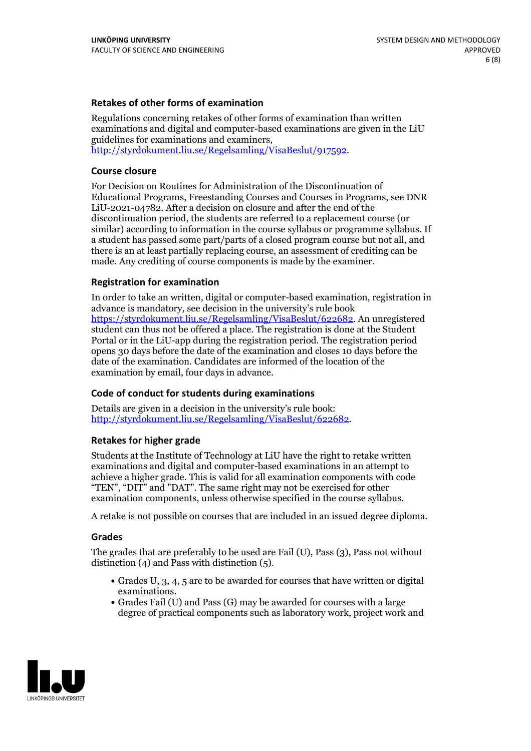### Retakes of other forms of examination

Regulations concerning retakes of other forms of examination than written examinations and digital and computer-based examinations are given in the LiU guidelines for examinations and examiners, http://styrdokument.liu.se/Regelsamling/VisaBeslut/917592.

### Course closure

For Decision on Routines for Administration of the Discontinuation of Educational Programs, Freestanding Courses and Courses in Programs, see DNR LiU-2021-04782. After a decision on closure and after the end of the discontinuation period, the students are referred to a replacement course (or similar) according to information in the course syllabus or programme syllabus. If a student has passed some part/parts of a closed program course but not all, and there is an at least partially replacing course, an assessment of crediting can be made. Any crediting of course components is made by the examiner.

### Registration for examination

In order to take an written, digital or computer-based examination, registration in advance is mandatory, see decision in the university's rule book https://styrdokument.liu.se/Regelsamling/VisaBeslut/622682. An unregistered student can thus not be offered a place. The registration is done at the Student Portal or in the LiU-app during the registration period. The registration period opens 30 days before the date of the examination and closes 10 days before the date of the examination. Candidates are informed of the location of the examination by email, four days in advance.

### Code of conduct for students during examinations

Details are given in a decision in the university's rule book: http://styrdokument.liu.se/Regelsamling/VisaBeslut/622682.

### Retakes for higher grade

Students at the Institute of Technology at LiU have the right to retake written examinations and digital and computer-based examinations in an attempt to achieve a higher grade. This is valid for all examination components with code "TEN", "DIT" and "DAT". The same right may not be exercised for other examination components, unless otherwise specified in the course syllabus.

A retake is not possible on courses that are included in an issued degree diploma.

### Grades

The grades that are preferably to be used are Fail (U), Pass (3), Pass not without distinction (4) and Pass with distinction (5).

- Grades U, 3, 4, 5 are to be awarded for courses that have written or digital examinations.
- Grades Fail (U) and Pass (G) may be awarded for courses with a large degree of practical components such as laboratory work, project work and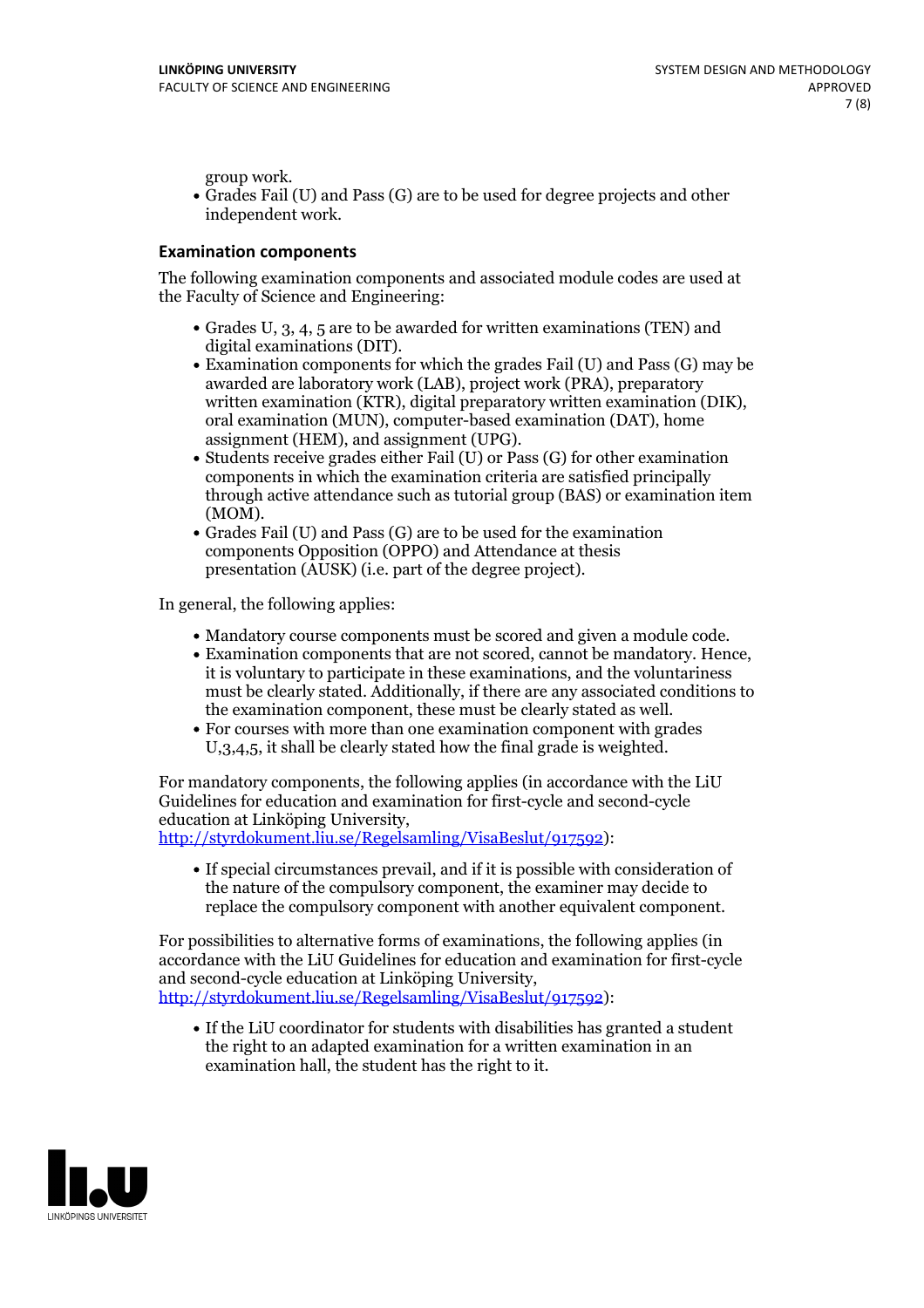group work.
- Grades Fail (U) and Pass (G) are to be used for degree projects and other independent work.

### Examination components

The following examination components and associated module codes are used at the Faculty of Science and Engineering:

- Grades U, 3, 4, 5 are to be awarded for written examinations (TEN) and digital examinations (DIT).
- Examination components for which the grades Fail (U) and Pass (G) may be awarded are laboratory work (LAB), project work (PRA), preparatory written examination (KTR), digital preparatory written examination (DIK), oral examination (MUN), computer-based examination (DAT), home assignment (HEM), and assignment (UPG).
- Students receive grades either Fail (U) or Pass (G) for other examination components in which the examination criteria are satisfied principally through active attendance such as tutorial group (BAS) or examination item (MOM).
- Grades Fail (U) and Pass (G) are to be used for the examination components Opposition (OPPO) and Attendance at thesis presentation (AUSK) (i.e. part of the degree project).

In general, the following applies:

- Mandatory course components must be scored and given a module code.
- Examination components that are not scored, cannot be mandatory. Hence, it is voluntary to participate in these examinations, and the voluntariness must be clearly stated. Additionally, if there are any associated conditions to the examination component, these must be clearly stated as well.
- For courses with more than one examination component with grades U,3,4,5, it shall be clearly stated how the final grade is weighted.

For mandatory components, the following applies (in accordance with the LiU Guidelines for education and examination for first-cycle and second-cycle education at Linköping University, http://styrdokument.liu.se/Regelsamling/VisaBeslut/917592):

- If special circumstances prevail, and if it is possible with consideration of the nature of the compulsory component, the examiner may decide to replace the compulsory component with another equivalent component.

For possibilities to alternative forms of examinations, the following applies (in accordance with the LiU Guidelines for education and examination for first-cycle and second-cycle education at Linköping University, http://styrdokument.liu.se/Regelsamling/VisaBeslut/917592):

- If the LiU coordinator for students with disabilities has granted a student the right to an adapted examination for a written examination in an examination hall, the student has the right to it.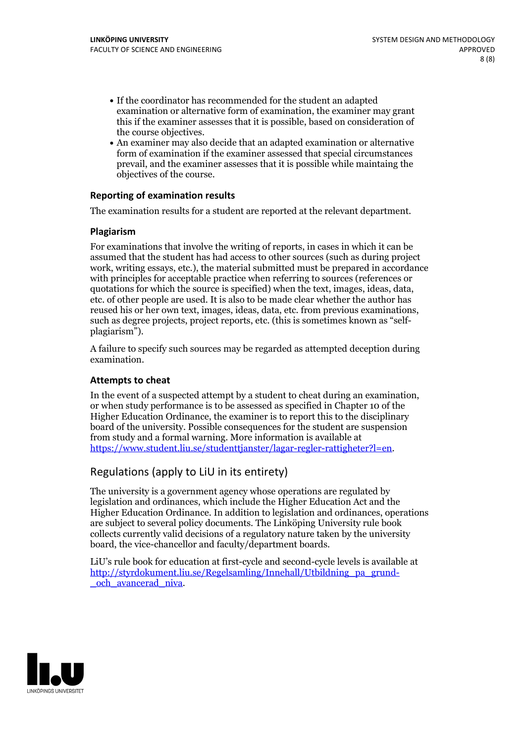- If the coordinator has recommended for the student an adapted examination or alternative form of examination, the examiner may grant this if the examiner assesses that it is possible, based on consideration of the course objectives.
- An examiner may also decide that an adapted examination or alternative form of examination if the examiner assessed that special circumstances prevail, and the examiner assesses that it is possible while maintaing the objectives of the course.

### Reporting of examination results

The examination results for a student are reported at the relevant department.

### Plagiarism

For examinations that involve the writing of reports, in cases in which it can be assumed that the student has had access to other sources (such as during project work, writing essays, etc.), the material submitted must be prepared in accordance with principles for acceptable practice when referring to sources (references or quotations for which the source is specified) when the text, images, ideas, data, etc. of other people are used. It is also to be made clear whether the author has reused his or her own text, images, ideas, data, etc. from previous examinations, such as degree projects, project reports, etc. (this is sometimes known as "self-plagiarism").

A failure to specify such sources may be regarded as attempted deception during examination.

### Attempts to cheat

In the event of a suspected attempt by a student to cheat during an examination, or when study performance is to be assessed as specified in Chapter 10 of the Higher Education Ordinance, the examiner is to report this to the disciplinary board of the university. Possible consequences for the student are suspension from study and a formal warning. More information is available at https://www.student.liu.se/studenttjanster/lagar-regler-rattigheter?l=en.

## Regulations (apply to LiU in its entirety)

The university is a government agency whose operations are regulated by legislation and ordinances, which include the Higher Education Act and the Higher Education Ordinance. In addition to legislation and ordinances, operations are subject to several policy documents. The Linköping University rule book collects currently valid decisions of a regulatory nature taken by the university board, the vice-chancellor and faculty/department boards.

LiU's rule book for education at first-cycle and second-cycle levels is available at http://styrdokument.liu.se/Regelsamling/Innehall/Utbildning_pa_grund-_och_avancerad_niva.